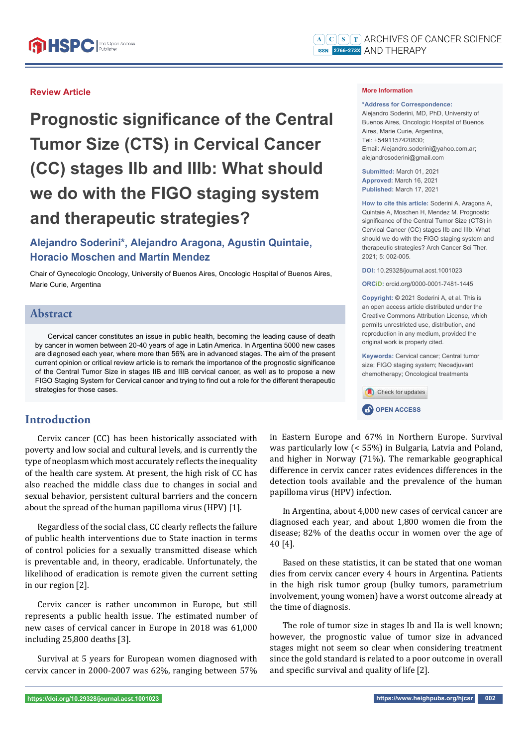**Review Article**

# Prognostic significance of the Central Tumor Size (CTS) in Cervical Cancer (CC) stages IIb and IIIb: What should we do with the FIGO staging system and therapeutic strategies?

**Alejandro Soderini*, Alejandro Aragona, Agustin Quintaie, Horacio Moschen and Martín Mendez**

Chair of Gynecologic Oncology, University of Buenos Aires, Oncologic Hospital of Buenos Aires, Marie Curie, Argentina

**More Information**

***Address for Correspondence:** Alejandro Soderini, MD, PhD, University of Buenos Aires, Oncologic Hospital of Buenos Aires, Marie Curie, Buenos Aires, Argentina, Tel: +5491157420830; Email: Alejandro.soderini@yahoo.com.ar; alejandrosoderini@gmail.com

**Submitted:** March 01, 2021
**Approved:** March 16, 2021
**Published:** March 17, 2021

**How to cite this article:** Soderini A, Aragona A, Quintaie A, Moschen H, Mendez M. Prognostic significance of the Central Tumor Size (CTS) in Cervical Cancer (CC) stages IIb and IIIb: What should we do with the FIGO staging system and therapeutic strategies? Arch Cancer Sci Ther. 2021; 5: 002-005.

**DOI:** 10.29328/journal.acst.1001023

**ORCiD:** orcid.org/0000-0001-7481-1445

**Copyright:** © 2021 Soderini A, et al. This is an open access article distributed under the Creative Commons Attribution License, which permits unrestricted use, distribution, and reproduction in any medium, provided the original work is properly cited.

**Keywords:** Cervical cancer; Central tumor size; FIGO staging system; Neoadjuvant chemotherapy; Oncological treatments

## Abstract

Cervical cancer constitutes an issue in public health, becoming the leading cause of death by cancer in women between 20-40 years of age in Latin America. In Argentina 5000 new cases are diagnosed each year, where more than 56% are in advanced stages. The aim of the present current opinion or critical review article is to remark the importance of the prognostic significance of the Central Tumor Size in stages IIB and IIIB cervical cancer, as well as to propose a new FIGO Staging System for Cervical cancer and trying to find out a role for the different therapeutic strategies for those cases.

## Introduction

Cervix cancer (CC) has been historically associated with poverty and low social and cultural levels, and is currently the type of neoplasm which most accurately reflects the inequality of the health care system. At present, the high risk of CC has also reached the middle class due to changes in social and sexual behavior, persistent cultural barriers and the concern about the spread of the human papilloma virus (HPV) [1].

Regardless of the social class, CC clearly reflects the failure of public health interventions due to State inaction in terms of control policies for a sexually transmitted disease which is preventable and, in theory, eradicable. Unfortunately, the likelihood of eradication is remote given the current setting in our region [2].

Cervix cancer is rather uncommon in Europe, but still represents a public health issue. The estimated number of new cases of cervical cancer in Europe in 2018 was 61,000 including 25,800 deaths [3].

Survival at 5 years for European women diagnosed with cervix cancer in 2000-2007 was 62%, ranging between 57% in Eastern Europe and 67% in Northern Europe. Survival was particularly low (< 55%) in Bulgaria, Latvia and Poland, and higher in Norway (71%). The remarkable geographical difference in cervix cancer rates evidences differences in the detection tools available and the prevalence of the human papilloma virus (HPV) infection.

In Argentina, about 4,000 new cases of cervical cancer are diagnosed each year, and about 1,800 women die from the disease; 82% of the deaths occur in women over the age of 40 [4].

Based on these statistics, it can be stated that one woman dies from cervix cancer every 4 hours in Argentina. Patients in the high risk tumor group (bulky tumors, parametrium involvement, young women) have a worst outcome already at the time of diagnosis.

The role of tumor size in stages Ib and IIa is well known; however, the prognostic value of tumor size in advanced stages might not seem so clear when considering treatment since the gold standard is related to a poor outcome in overall and specific survival and quality of life [2].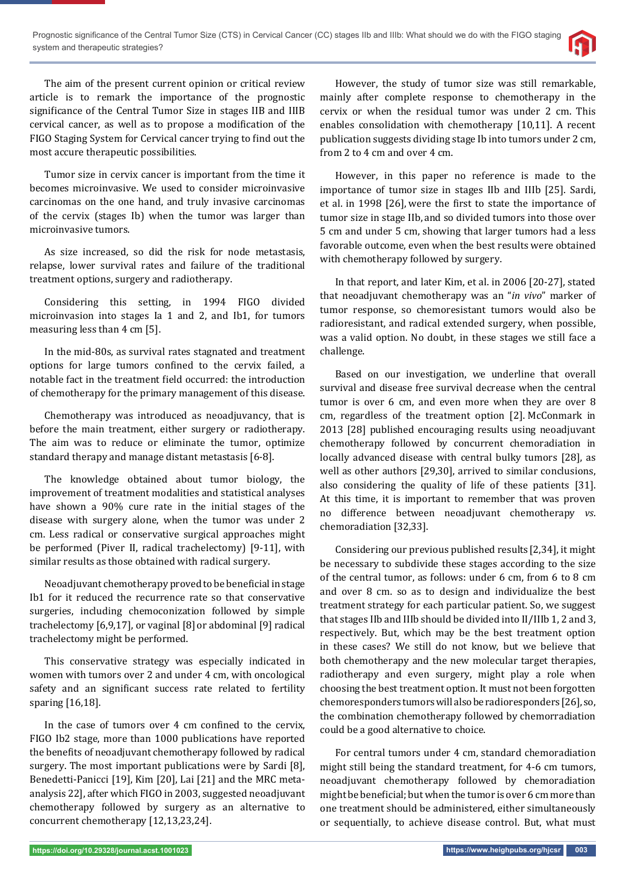The aim of the present current opinion or critical review article is to remark the importance of the prognostic significance of the Central Tumor Size in stages IIB and IIIB cervical cancer, as well as to propose a modification of the FIGO Staging System for Cervical cancer trying to find out the most accure therapeutic possibilities.

Tumor size in cervix cancer is important from the time it becomes microinvasive. We used to consider microinvasive carcinomas on the one hand, and truly invasive carcinomas of the cervix (stages Ib) when the tumor was larger than microinvasive tumors.

As size increased, so did the risk for node metastasis, relapse, lower survival rates and failure of the traditional treatment options, surgery and radiotherapy.

Considering this setting, in 1994 FIGO divided microinvasion into stages Ia 1 and 2, and Ib1, for tumors measuring less than 4 cm [5].

In the mid-80s, as survival rates stagnated and treatment options for large tumors confined to the cervix failed, a notable fact in the treatment field occurred: the introduction of chemotherapy for the primary management of this disease.

Chemotherapy was introduced as neoadjuvancy, that is before the main treatment, either surgery or radiotherapy. The aim was to reduce or eliminate the tumor, optimize standard therapy and manage distant metastasis [6-8].

The knowledge obtained about tumor biology, the improvement of treatment modalities and statistical analyses have shown a 90% cure rate in the initial stages of the disease with surgery alone, when the tumor was under 2 cm. Less radical or conservative surgical approaches might be performed (Piver II, radical trachelectomy) [9-11], with similar results as those obtained with radical surgery.

Neoadjuvant chemotherapy proved to be beneficial in stage Ib1 for it reduced the recurrence rate so that conservative surgeries, including chemoconization followed by simple trachelectomy [6,9,17], or vaginal [8] or abdominal [9] radical trachelectomy might be performed.

This conservative strategy was especially indicated in women with tumors over 2 and under 4 cm, with oncological safety and an significant success rate related to fertility sparing [16,18].

In the case of tumors over 4 cm confined to the cervix, FIGO Ib2 stage, more than 1000 publications have reported the benefits of neoadjuvant chemotherapy followed by radical surgery. The most important publications were by Sardi [8], Benedetti-Panicci [19], Kim [20], Lai [21] and the MRC meta-analysis 22], after which FIGO in 2003, suggested neoadjuvant chemotherapy followed by surgery as an alternative to concurrent chemotherapy [12,13,23,24].

However, the study of tumor size was still remarkable, mainly after complete response to chemotherapy in the cervix or when the residual tumor was under 2 cm. This enables consolidation with chemotherapy [10,11]. A recent publication suggests dividing stage Ib into tumors under 2 cm, from 2 to 4 cm and over 4 cm.

However, in this paper no reference is made to the importance of tumor size in stages IIb and IIIb [25]. Sardi, et al. in 1998 [26], were the first to state the importance of tumor size in stage IIb, and so divided tumors into those over 5 cm and under 5 cm, showing that larger tumors had a less favorable outcome, even when the best results were obtained with chemotherapy followed by surgery.

In that report, and later Kim, et al. in 2006 [20-27], stated that neoadjuvant chemotherapy was an "*in vivo*" marker of tumor response, so chemoresistant tumors would also be radioresistant, and radical extended surgery, when possible, was a valid option. No doubt, in these stages we still face a challenge.

Based on our investigation, we underline that overall survival and disease free survival decrease when the central tumor is over 6 cm, and even more when they are over 8 cm, regardless of the treatment option [2]. McConmark in 2013 [28] published encouraging results using neoadjuvant chemotherapy followed by concurrent chemoradiation in locally advanced disease with central bulky tumors [28], as well as other authors [29,30], arrived to similar conclusions, also considering the quality of life of these patients [31]. At this time, it is important to remember that was proven no difference between neoadjuvant chemotherapy *vs*. chemoradiation [32,33].

Considering our previous published results [2,34], it might be necessary to subdivide these stages according to the size of the central tumor, as follows: under 6 cm, from 6 to 8 cm and over 8 cm. so as to design and individualize the best treatment strategy for each particular patient. So, we suggest that stages IIb and IIIb should be divided into II/IIIb 1, 2 and 3, respectively. But, which may be the best treatment option in these cases? We still do not know, but we believe that both chemotherapy and the new molecular target therapies, radiotherapy and even surgery, might play a role when choosing the best treatment option. It must not been forgotten chemoresponders tumors will also be radioresponders [26], so, the combination chemotherapy followed by chemorradiation could be a good alternative to choice.

For central tumors under 4 cm, standard chemoradiation might still being the standard treatment, for 4-6 cm tumors, neoadjuvant chemotherapy followed by chemoradiation might be beneficial; but when the tumor is over 6 cm more than one treatment should be administered, either simultaneously or sequentially, to achieve disease control. But, what must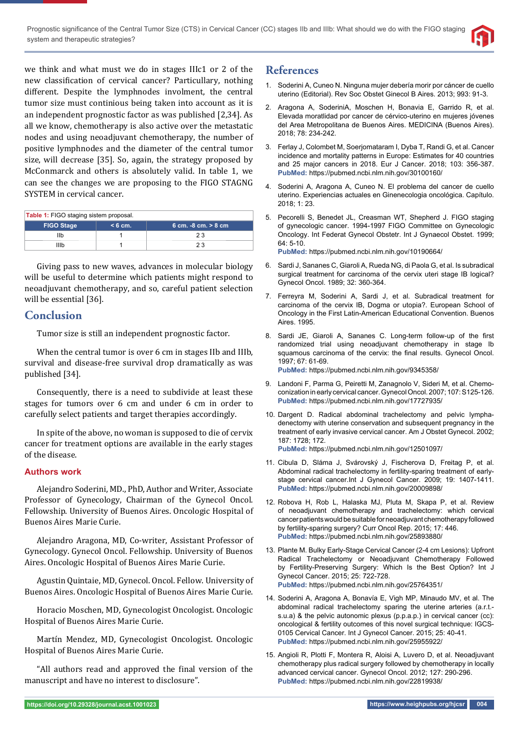we think and what must we do in stages IIIc1 or 2 of the new classification of cervical cancer? Particullary, nothing different. Despite the lymphnodes involment, the central tumor size must continious being taken into account as it is an independent prognostic factor as was published [2,34]. As all we know, chemotherapy is also active over the metastatic nodes and using neoadjuvant chemotherapy, the number of positive lymphnodes and the diameter of the central tumor size, will decrease [35]. So, again, the strategy proposed by McConmarck and others is absolutely valid. In table 1, we can see the changes we are proposing to the FIGO STAGNG SYSTEM in cervical cancer.

**Table 1:** FIGO staging sistem proposal.

| FIGO Stage | < 6 cm. | 6 cm. -8 cm. > 8 cm |
|---|---|---|
| IIb | 1 | 2 3 |
| IIIb | 1 | 2 3 |

Giving pass to new waves, advances in molecular biology will be useful to determine which patients might respond to neoadjuvant chemotherapy, and so, careful patient selection will be essential [36].

## Conclusion

Tumor size is still an independent prognostic factor.

When the central tumor is over 6 cm in stages IIb and IIIb, survival and disease-free survival drop dramatically as was published [34].

Consequently, there is a need to subdivide at least these stages for tumors over 6 cm and under 6 cm in order to carefully select patients and target therapies accordingly.

In spite of the above, no woman is supposed to die of cervix cancer for treatment options are available in the early stages of the disease.

### Authors work

Alejandro Soderini, MD., PhD, Author and Writer, Associate Professor of Gynecology, Chairman of the Gynecol Oncol. Fellowship. University of Buenos Aires. Oncologic Hospital of Buenos Aires Marie Curie.

Alejandro Aragona, MD, Co-writer, Assistant Professor of Gynecology. Gynecol Oncol. Fellowship. University of Buenos Aires. Oncologic Hospital of Buenos Aires Marie Curie.

Agustin Quintaie, MD, Gynecol. Oncol. Fellow. University of Buenos Aires. Oncologic Hospital of Buenos Aires Marie Curie.

Horacio Moschen, MD, Gynecologist Oncologist. Oncologic Hospital of Buenos Aires Marie Curie.

Martín Mendez, MD, Gynecologist Oncologist. Oncologic Hospital of Buenos Aires Marie Curie.

"All authors read and approved the final version of the manuscript and have no interest to disclosure".

## References

1. Soderini A, Cuneo N. Ninguna mujer debería morir por cáncer de cuello uterino (Editorial). Rev Soc Obstet Ginecol B Aires. 2013; 993: 91-3.

2. Aragona A, SoderiniA, Moschen H, Bonavia E, Garrido R, et al. Elevada moratlidad por cancer de cérvico-uterino en mujeres jóvenes del Area Metropolitana de Buenos Aires. MEDICINA (Buenos Aires). 2018; 78: 234-242.

3. Ferlay J, Colombet M, Soerjomataram I, Dyba T, Randi G, et al. Cancer incidence and mortality patterns in Europe: Estimates for 40 countries and 25 major cancers in 2018. Eur J Cancer. 2018; 103: 356-387. **PubMed:** https://pubmed.ncbi.nlm.nih.gov/30100160/

4. Soderini A, Aragona A, Cuneo N. El problema del cancer de cuello uterino. Experiencias actuales en Ginenecologia oncológica. Capítulo. 2018; 1: 23.

5. Pecorelli S, Benedet JL, Creasman WT, Shepherd J. FIGO staging of gynecologic cancer. 1994-1997 FIGO Committee on Gynecologic Oncology. Int Federat Gynecol Obstetr. Int J Gynaecol Obstet. 1999; 64: 5-10. **PubMed:** https://pubmed.ncbi.nlm.nih.gov/10190664/

6. Sardi J, Sananes C, Giaroli A, Rueda NG, di Paola G, et al. Is subradical surgical treatment for carcinoma of the cervix uteri stage IB logical? Gynecol Oncol. 1989; 32: 360-364.

7. Ferreyra M, Soderini A, Sardi J, et al. Subradical treatment for carcinoma of the cervix IB, Dogma or utopia?. European School of Oncology in the First Latin-American Educational Convention. Buenos Aires. 1995.

8. Sardi JE, Giaroli A, Sananes C. Long-term follow-up of the first randomized trial using neoadjuvant chemotherapy in stage Ib squamous carcinoma of the cervix: the final results. Gynecol Oncol. 1997; 67: 61-69. **PubMed:** https://pubmed.ncbi.nlm.nih.gov/9345358/

9. Landoni F, Parma G, Peiretti M, Zanagnolo V, Sideri M, et al. Chemo-conization in early cervical cancer. Gynecol Oncol. 2007; 107: S125-126. **PubMed:** https://pubmed.ncbi.nlm.nih.gov/17727935/

10. Dargent D. Radical abdominal trachelectomy and pelvic lymphadenectomy with uterine conservation and subsequent pregnancy in the treatment of early invasive cervical cancer. Am J Obstet Gynecol. 2002; 187: 1728; 172. **PubMed:** https://pubmed.ncbi.nlm.nih.gov/12501097/

11. Cibula D, Sláma J, Svárovský J, Fischerova D, Freitag P, et al. Abdominal radical trachelectomy in fertility-sparing treatment of early-stage cervical cancer.Int J Gynecol Cancer. 2009; 19: 1407-1411. **PubMed:** https://pubmed.ncbi.nlm.nih.gov/20009898/

12. Robova H, Rob L, Halaska MJ, Pluta M, Skapa P, et al. Review of neoadjuvant chemotherapy and trachelectomy: which cervical cancer patients would be suitable for neoadjuvant chemotherapy followed by fertility-sparing surgery? Curr Oncol Rep. 2015; 17: 446. **PubMed:** https://pubmed.ncbi.nlm.nih.gov/25893880/

13. Plante M. Bulky Early-Stage Cervical Cancer (2-4 cm Lesions): Upfront Radical Trachelectomy or Neoadjuvant Chemotherapy Followed by Fertility-Preserving Surgery: Which Is the Best Option? Int J Gynecol Cancer. 2015; 25: 722-728. **PubMed:** https://pubmed.ncbi.nlm.nih.gov/25764351/

14. Soderini A, Aragona A, Bonavía E, Vigh MP, Minaudo MV, et al. The abdominal radical trachelectomy sparing the uterine arteries (a.r.t.-s.u.a) & the pelvic autonomic plexus (p.p.a.p.) in cervical cancer (cc): oncological & fertility outcomes of this novel surgical technique: IGCS-0105 Cervical Cancer. Int J Gynecol Cancer. 2015; 25: 40-41. **PubMed:** https://pubmed.ncbi.nlm.nih.gov/25955922/

15. Angioli R, Plotti F, Montera R, Aloisi A, Luvero D, et al. Neoadjuvant chemotherapy plus radical surgery followed by chemotherapy in locally advanced cervical cancer. Gynecol Oncol. 2012; 127: 290-296. **PubMed:** https://pubmed.ncbi.nlm.nih.gov/22819938/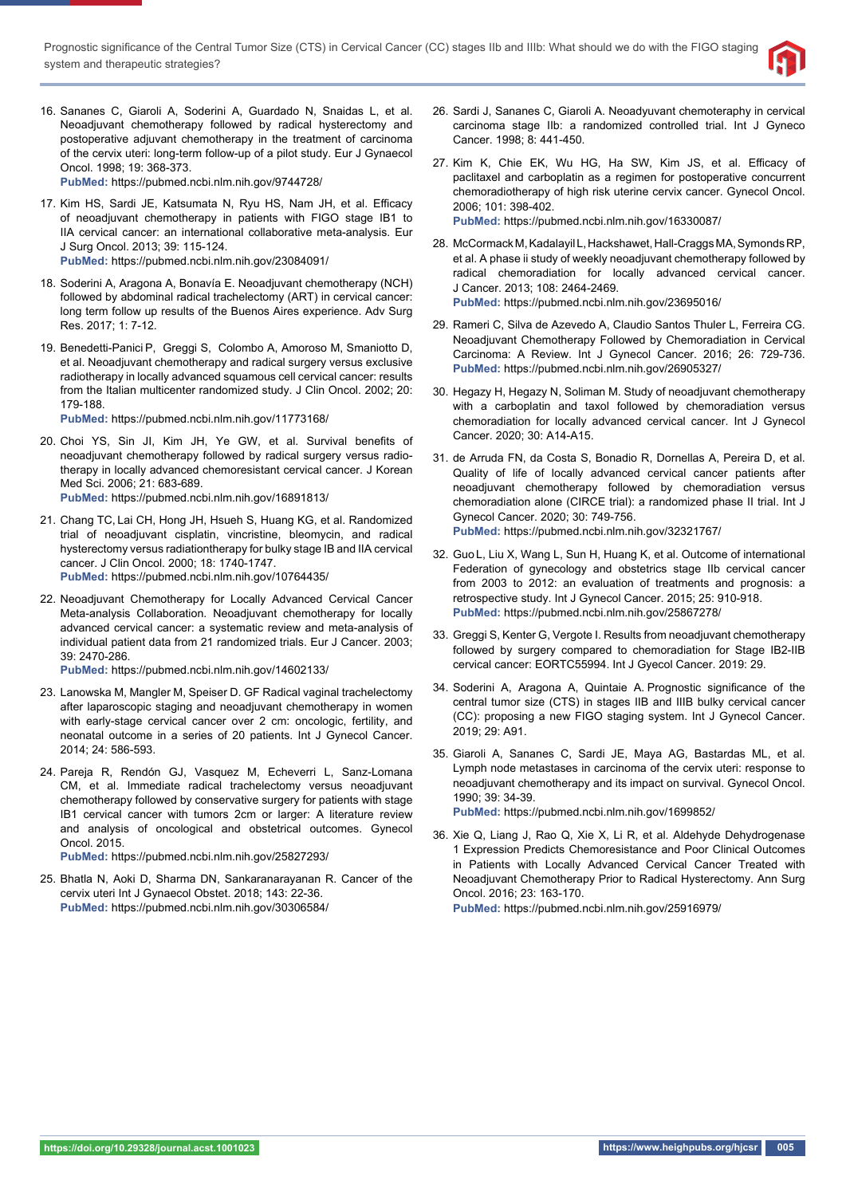16. Sananes C, Giaroli A, Soderini A, Guardado N, Snaidas L, et al. Neoadjuvant chemotherapy followed by radical hysterectomy and postoperative adjuvant chemotherapy in the treatment of carcinoma of the cervix uteri: long-term follow-up of a pilot study. Eur J Gynaecol Oncol. 1998; 19: 368-373.
    **PubMed:** https://pubmed.ncbi.nlm.nih.gov/9744728/

17. Kim HS, Sardi JE, Katsumata N, Ryu HS, Nam JH, et al. Efficacy of neoadjuvant chemotherapy in patients with FIGO stage IB1 to IIA cervical cancer: an international collaborative meta-analysis. Eur J Surg Oncol. 2013; 39: 115-124.
    **PubMed:** https://pubmed.ncbi.nlm.nih.gov/23084091/

18. Soderini A, Aragona A, Bonavía E. Neoadjuvant chemotherapy (NCH) followed by abdominal radical trachelectomy (ART) in cervical cancer: long term follow up results of the Buenos Aires experience. Adv Surg Res. 2017; 1: 7-12.

19. Benedetti-Panici P, Greggi S, Colombo A, Amoroso M, Smaniotto D, et al. Neoadjuvant chemotherapy and radical surgery versus exclusive radiotherapy in locally advanced squamous cell cervical cancer: results from the Italian multicenter randomized study. J Clin Oncol. 2002; 20: 179-188.
    **PubMed:** https://pubmed.ncbi.nlm.nih.gov/11773168/

20. Choi YS, Sin JI, Kim JH, Ye GW, et al. Survival benefits of neoadjuvant chemotherapy followed by radical surgery versus radiotherapy in locally advanced chemoresistant cervical cancer. J Korean Med Sci. 2006; 21: 683-689.
    **PubMed:** https://pubmed.ncbi.nlm.nih.gov/16891813/

21. Chang TC, Lai CH, Hong JH, Hsueh S, Huang KG, et al. Randomized trial of neoadjuvant cisplatin, vincristine, bleomycin, and radical hysterectomy versus radiationtherapy for bulky stage IB and IIA cervical cancer. J Clin Oncol. 2000; 18: 1740-1747.
    **PubMed:** https://pubmed.ncbi.nlm.nih.gov/10764435/

22. Neoadjuvant Chemotherapy for Locally Advanced Cervical Cancer Meta-analysis Collaboration. Neoadjuvant chemotherapy for locally advanced cervical cancer: a systematic review and meta-analysis of individual patient data from 21 randomized trials. Eur J Cancer. 2003; 39: 2470-286.
    **PubMed:** https://pubmed.ncbi.nlm.nih.gov/14602133/

23. Lanowska M, Mangler M, Speiser D. GF Radical vaginal trachelectomy after laparoscopic staging and neoadjuvant chemotherapy in women with early-stage cervical cancer over 2 cm: oncologic, fertility, and neonatal outcome in a series of 20 patients. Int J Gynecol Cancer. 2014; 24: 586-593.

24. Pareja R, Rendón GJ, Vasquez M, Echeverri L, Sanz-Lomana CM, et al. Immediate radical trachelectomy versus neoadjuvant chemotherapy followed by conservative surgery for patients with stage IB1 cervical cancer with tumors 2cm or larger: A literature review and analysis of oncological and obstetrical outcomes. Gynecol Oncol. 2015.
    **PubMed:** https://pubmed.ncbi.nlm.nih.gov/25827293/

25. Bhatla N, Aoki D, Sharma DN, Sankaranarayanan R. Cancer of the cervix uteri Int J Gynaecol Obstet. 2018; 143: 22-36.
    **PubMed:** https://pubmed.ncbi.nlm.nih.gov/30306584/

26. Sardi J, Sananes C, Giaroli A. Neoadyuvant chemoteraphy in cervical carcinoma stage IIb: a randomized controlled trial. Int J Gyneco Cancer. 1998; 8: 441-450.

27. Kim K, Chie EK, Wu HG, Ha SW, Kim JS, et al. Efficacy of paclitaxel and carboplatin as a regimen for postoperative concurrent chemoradiotherapy of high risk uterine cervix cancer. Gynecol Oncol. 2006; 101: 398-402.
    **PubMed:** https://pubmed.ncbi.nlm.nih.gov/16330087/

28. McCormack M, Kadalayil L, Hackshawet, Hall-Craggs MA, Symonds RP, et al. A phase ii study of weekly neoadjuvant chemotherapy followed by radical chemoradiation for locally advanced cervical cancer. J Cancer. 2013; 108: 2464-2469.
    **PubMed:** https://pubmed.ncbi.nlm.nih.gov/23695016/

29. Rameri C, Silva de Azevedo A, Claudio Santos Thuler L, Ferreira CG. Neoadjuvant Chemotherapy Followed by Chemoradiation in Cervical Carcinoma: A Review. Int J Gynecol Cancer. 2016; 26: 729-736.
    **PubMed:** https://pubmed.ncbi.nlm.nih.gov/26905327/

30. Hegazy H, Hegazy N, Soliman M. Study of neoadjuvant chemotherapy with a carboplatin and taxol followed by chemoradiation versus chemoradiation for locally advanced cervical cancer. Int J Gynecol Cancer. 2020; 30: A14-A15.

31. de Arruda FN, da Costa S, Bonadio R, Dornellas A, Pereira D, et al. Quality of life of locally advanced cervical cancer patients after neoadjuvant chemotherapy followed by chemoradiation versus chemoradiation alone (CIRCE trial): a randomized phase II trial. Int J Gynecol Cancer. 2020; 30: 749-756.
    **PubMed:** https://pubmed.ncbi.nlm.nih.gov/32321767/

32. Guo L, Liu X, Wang L, Sun H, Huang K, et al. Outcome of international Federation of gynecology and obstetrics stage IIb cervical cancer from 2003 to 2012: an evaluation of treatments and prognosis: a retrospective study. Int J Gynecol Cancer. 2015; 25: 910-918.
    **PubMed:** https://pubmed.ncbi.nlm.nih.gov/25867278/

33. Greggi S, Kenter G, Vergote I. Results from neoadjuvant chemotherapy followed by surgery compared to chemoradiation for Stage IB2-IIB cervical cancer: EORTC55994. Int J Gyecol Cancer. 2019: 29.

34. Soderini A, Aragona A, Quintaie A. Prognostic significance of the central tumor size (CTS) in stages IIB and IIIB bulky cervical cancer (CC): proposing a new FIGO staging system. Int J Gynecol Cancer. 2019; 29: A91.

35. Giaroli A, Sananes C, Sardi JE, Maya AG, Bastardas ML, et al. Lymph node metastases in carcinoma of the cervix uteri: response to neoadjuvant chemotherapy and its impact on survival. Gynecol Oncol. 1990; 39: 34-39.
    **PubMed:** https://pubmed.ncbi.nlm.nih.gov/1699852/

36. Xie Q, Liang J, Rao Q, Xie X, Li R, et al. Aldehyde Dehydrogenase 1 Expression Predicts Chemoresistance and Poor Clinical Outcomes in Patients with Locally Advanced Cervical Cancer Treated with Neoadjuvant Chemotherapy Prior to Radical Hysterectomy. Ann Surg Oncol. 2016; 23: 163-170.
    **PubMed:** https://pubmed.ncbi.nlm.nih.gov/25916979/